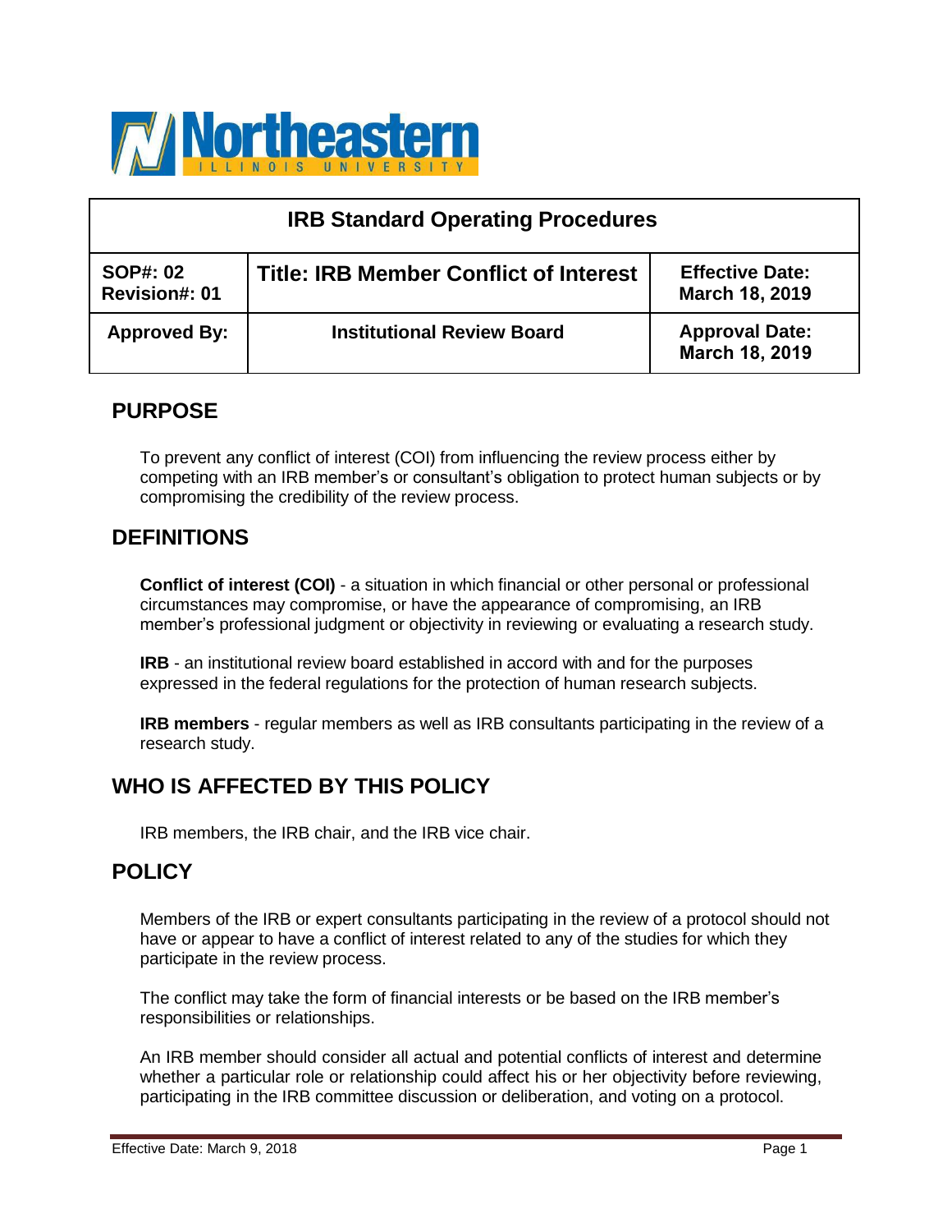| IRB Standard Operating Procedures | | |
|---|---|---|
| **SOP#: 02**<br>**Revision#: 01** | **Title: IRB Member Conflict of Interest** | **Effective Date: March 18, 2019** |
| **Approved By:** | **Institutional Review Board** | **Approval Date: March 18, 2019** |

## PURPOSE

To prevent any conflict of interest (COI) from influencing the review process either by competing with an IRB member's or consultant's obligation to protect human subjects or by compromising the credibility of the review process.

## DEFINITIONS

**Conflict of interest (COI)** - a situation in which financial or other personal or professional circumstances may compromise, or have the appearance of compromising, an IRB member's professional judgment or objectivity in reviewing or evaluating a research study.

**IRB** - an institutional review board established in accord with and for the purposes expressed in the federal regulations for the protection of human research subjects.

**IRB members** - regular members as well as IRB consultants participating in the review of a research study.

## WHO IS AFFECTED BY THIS POLICY

IRB members, the IRB chair, and the IRB vice chair.

## POLICY

Members of the IRB or expert consultants participating in the review of a protocol should not have or appear to have a conflict of interest related to any of the studies for which they participate in the review process.

The conflict may take the form of financial interests or be based on the IRB member's responsibilities or relationships.

An IRB member should consider all actual and potential conflicts of interest and determine whether a particular role or relationship could affect his or her objectivity before reviewing, participating in the IRB committee discussion or deliberation, and voting on a protocol.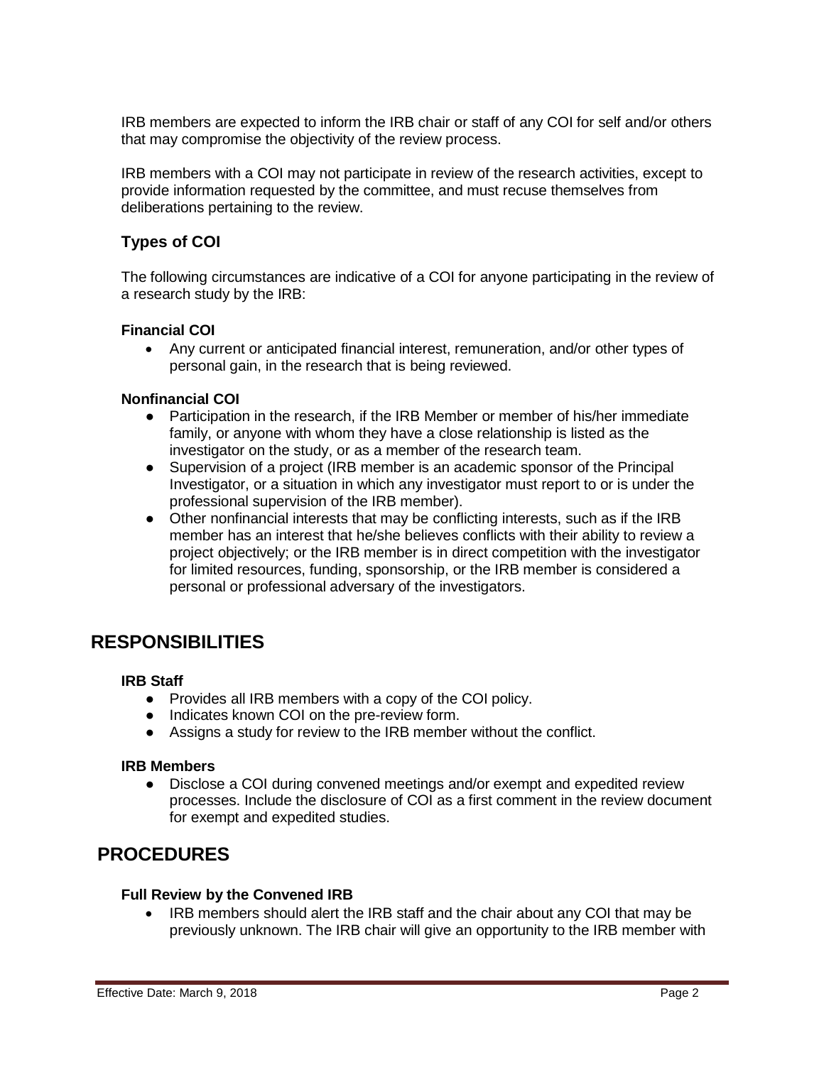IRB members are expected to inform the IRB chair or staff of any COI for self and/or others that may compromise the objectivity of the review process.

IRB members with a COI may not participate in review of the research activities, except to provide information requested by the committee, and must recuse themselves from deliberations pertaining to the review.

### Types of COI

The following circumstances are indicative of a COI for anyone participating in the review of a research study by the IRB:

**Financial COI**

- Any current or anticipated financial interest, remuneration, and/or other types of personal gain, in the research that is being reviewed.

**Nonfinancial COI**

- Participation in the research, if the IRB Member or member of his/her immediate family, or anyone with whom they have a close relationship is listed as the investigator on the study, or as a member of the research team.
- Supervision of a project (IRB member is an academic sponsor of the Principal Investigator, or a situation in which any investigator must report to or is under the professional supervision of the IRB member).
- Other nonfinancial interests that may be conflicting interests, such as if the IRB member has an interest that he/she believes conflicts with their ability to review a project objectively; or the IRB member is in direct competition with the investigator for limited resources, funding, sponsorship, or the IRB member is considered a personal or professional adversary of the investigators.

## RESPONSIBILITIES

**IRB Staff**

- Provides all IRB members with a copy of the COI policy.
- Indicates known COI on the pre-review form.
- Assigns a study for review to the IRB member without the conflict.

**IRB Members**

- Disclose a COI during convened meetings and/or exempt and expedited review processes. Include the disclosure of COI as a first comment in the review document for exempt and expedited studies.

## PROCEDURES

**Full Review by the Convened IRB**

- IRB members should alert the IRB staff and the chair about any COI that may be previously unknown. The IRB chair will give an opportunity to the IRB member with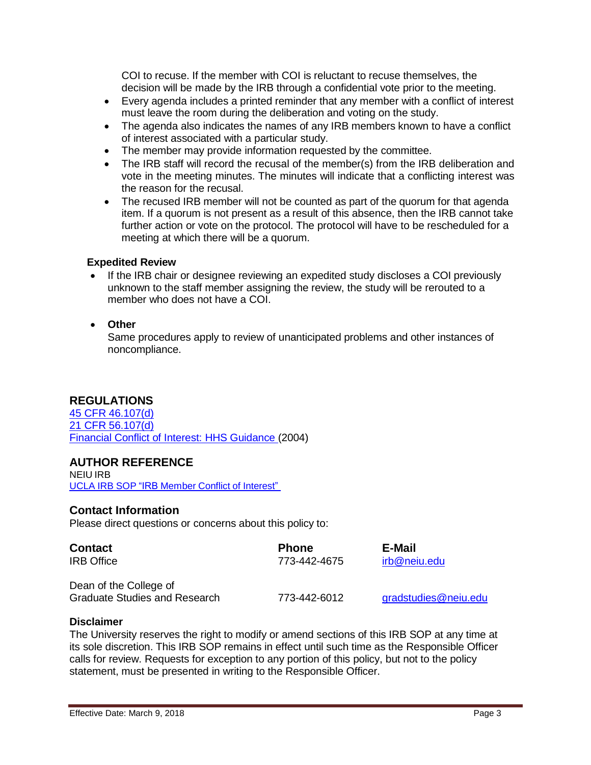COI to recuse. If the member with COI is reluctant to recuse themselves, the decision will be made by the IRB through a confidential vote prior to the meeting.

- Every agenda includes a printed reminder that any member with a conflict of interest must leave the room during the deliberation and voting on the study.
- The agenda also indicates the names of any IRB members known to have a conflict of interest associated with a particular study.
- The member may provide information requested by the committee.
- The IRB staff will record the recusal of the member(s) from the IRB deliberation and vote in the meeting minutes. The minutes will indicate that a conflicting interest was the reason for the recusal.
- The recused IRB member will not be counted as part of the quorum for that agenda item. If a quorum is not present as a result of this absence, then the IRB cannot take further action or vote on the protocol. The protocol will have to be rescheduled for a meeting at which there will be a quorum.

**Expedited Review**

- If the IRB chair or designee reviewing an expedited study discloses a COI previously unknown to the staff member assigning the review, the study will be rerouted to a member who does not have a COI.

- **Other**
  Same procedures apply to review of unanticipated problems and other instances of noncompliance.

## REGULATIONS

45 CFR 46.107(d)
21 CFR 56.107(d)
Financial Conflict of Interest: HHS Guidance (2004)

## AUTHOR REFERENCE

NEIU IRB
UCLA IRB SOP "IRB Member Conflict of Interest"

## Contact Information

Please direct questions or concerns about this policy to:

| Contact | Phone | E-Mail |
|---|---|---|
| IRB Office | 773-442-4675 | irb@neiu.edu |
| Dean of the College of Graduate Studies and Research | 773-442-6012 | gradstudies@neiu.edu |

**Disclaimer**

The University reserves the right to modify or amend sections of this IRB SOP at any time at its sole discretion. This IRB SOP remains in effect until such time as the Responsible Officer calls for review. Requests for exception to any portion of this policy, but not to the policy statement, must be presented in writing to the Responsible Officer.

Effective Date: March 9, 2018